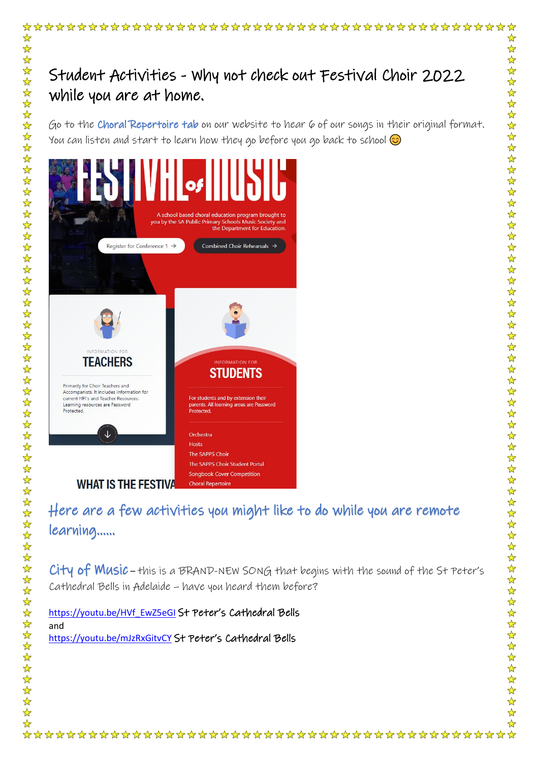# Student Activities - Why not check out Festival Choir 2022 while you are at home.

Go to the Choral Repertoire tab on our website to hear 6 of our songs in their original format. You can listen and start to learn how they go before you go back to school 😊

FESTIVAL of MUSIC

A school based choral education program brought to you by the SA Public Primary Schools Music Society and the Department for Education.

Register for Conference 1 →

Combined Choir Rehearsals →

INFORMATION FOR

TEACHERS

Primarily for Choir Teachers and Accompanists. It includes information for current HPI's and Teacher Resources. Learning resources are Password Protected.

INFORMATION FOR

STUDENTS

For students and by extension their parents. All learning areas are Password Protected.

- Orchestra
- Hosts
- The SAPPS Choir
- The SAPPS Choir Student Portal
- Songbook Cover Competition
- Choral Repertoire

WHAT IS THE FESTIVA

## Here are a few activities you might like to do while you are remote learning……

**City of Music** – this is a BRAND-NEW SONG that begins with the sound of the St Peter's Cathedral Bells in Adelaide – have you heard them before?

https://youtu.be/HVf_EwZ5eGI St Peter's Cathedral Bells

and

https://youtu.be/mJzRxGitvCY St Peter's Cathedral Bells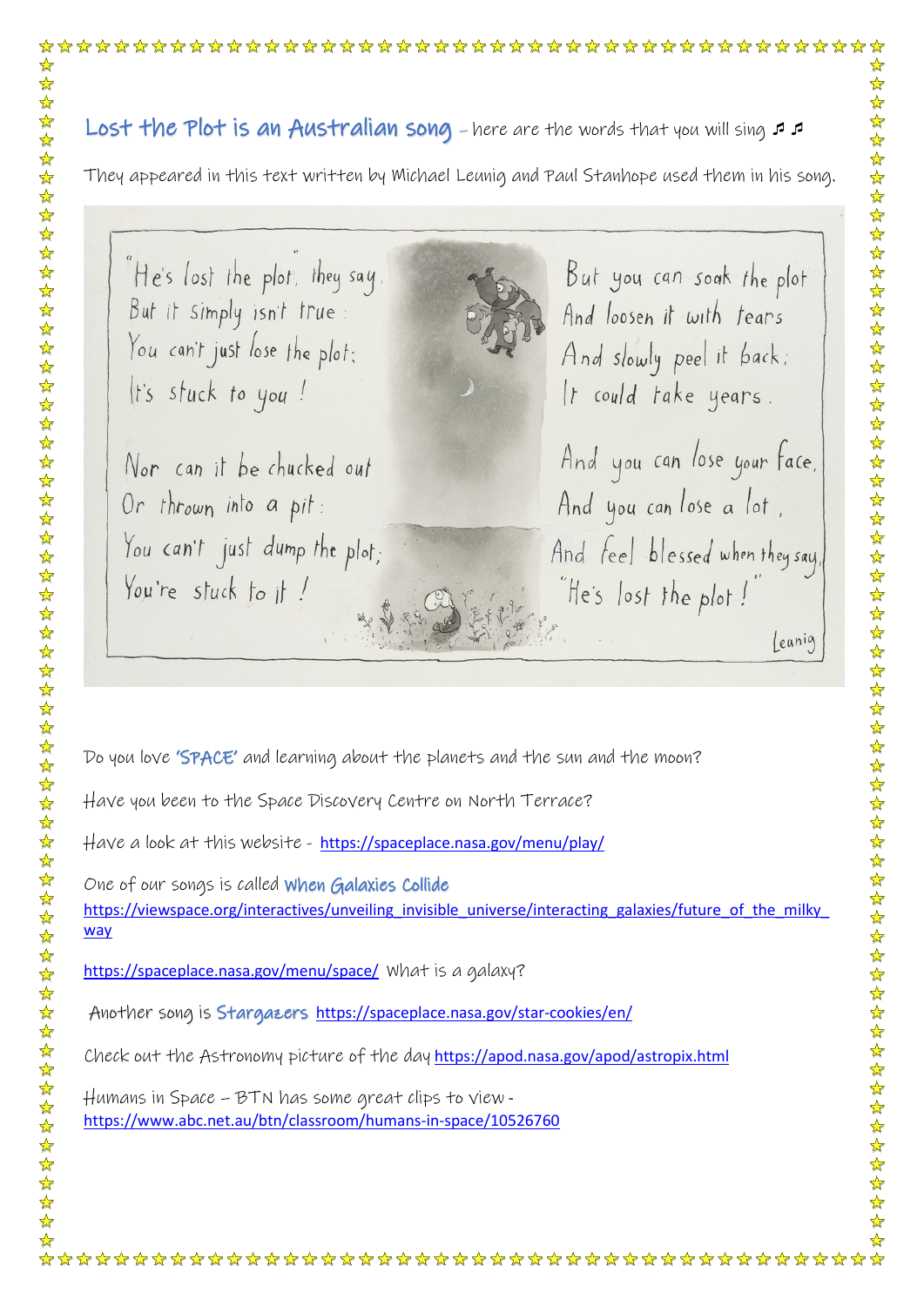## Lost the Plot is an Australian song – here are the words that you will sing ♬ ♬

They appeared in this text written by Michael Leunig and Paul Stanhope used them in his song.

"He's lost the plot," they say,
But it simply isn't true:
You can't just lose the plot;
It's stuck to you!

Nor can it be chucked out
Or thrown into a pit:
You can't just dump the plot;
You're stuck to it!

But you can soak the plot
And loosen it with tears
And slowly peel it back;
It could take years.

And you can lose your face,
And you can lose a lot,
And feel blessed when they say,
"He's lost the plot!"

Leunig

Do you love **'SPACE'** and learning about the planets and the sun and the moon?

Have you been to the Space Discovery Centre on North Terrace?

Have a look at this website - https://spaceplace.nasa.gov/menu/play/

One of our songs is called **When Galaxies Collide**
https://viewspace.org/interactives/unveiling_invisible_universe/interacting_galaxies/future_of_the_milky_way

https://spaceplace.nasa.gov/menu/space/ What is a galaxy?

Another song is **Stargazers** https://spaceplace.nasa.gov/star-cookies/en/

Check out the Astronomy picture of the day https://apod.nasa.gov/apod/astropix.html

Humans in Space – BTN has some great clips to view -
https://www.abc.net.au/btn/classroom/humans-in-space/10526760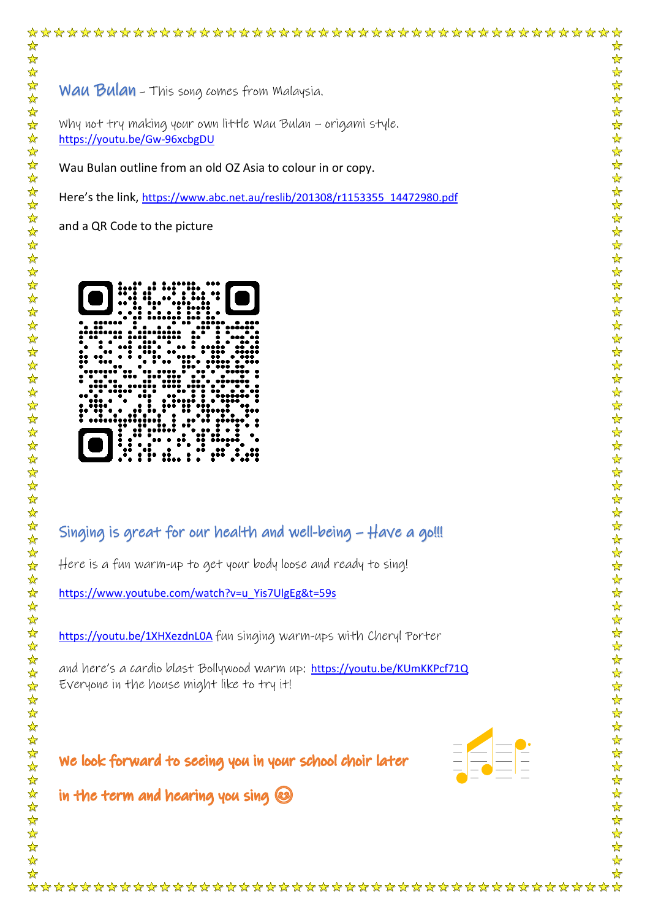## Wau Bulan – This song comes from Malaysia.

Why not try making your own little Wau Bulan – origami style.
https://youtu.be/Gw-96xcbgDU

Wau Bulan outline from an old OZ Asia to colour in or copy.

Here's the link, https://www.abc.net.au/reslib/201308/r1153355_14472980.pdf

and a QR Code to the picture

## Singing is great for our health and well-being – Have a go!!!

Here is a fun warm-up to get your body loose and ready to sing!

https://www.youtube.com/watch?v=u_Yis7UlgEg&t=59s

https://youtu.be/1XHXezdnL0A fun singing warm-ups with Cheryl Porter

and here's a cardio blast Bollywood warm up: https://youtu.be/KUmKKPcf71Q
Everyone in the house might like to try it!

**We look forward to seeing you in your school choir later in the term and hearing you sing 😊**